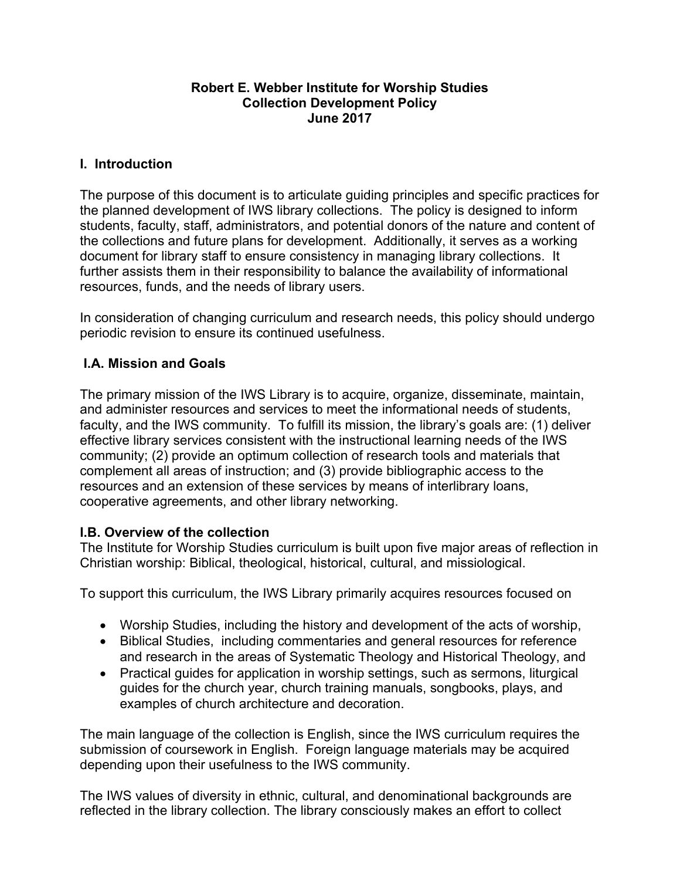**Robert E. Webber Institute for Worship Studies**
**Collection Development Policy**
**June 2017**

## I. Introduction

The purpose of this document is to articulate guiding principles and specific practices for the planned development of IWS library collections. The policy is designed to inform students, faculty, staff, administrators, and potential donors of the nature and content of the collections and future plans for development. Additionally, it serves as a working document for library staff to ensure consistency in managing library collections. It further assists them in their responsibility to balance the availability of informational resources, funds, and the needs of library users.

In consideration of changing curriculum and research needs, this policy should undergo periodic revision to ensure its continued usefulness.

### I.A. Mission and Goals

The primary mission of the IWS Library is to acquire, organize, disseminate, maintain, and administer resources and services to meet the informational needs of students, faculty, and the IWS community. To fulfill its mission, the library's goals are: (1) deliver effective library services consistent with the instructional learning needs of the IWS community; (2) provide an optimum collection of research tools and materials that complement all areas of instruction; and (3) provide bibliographic access to the resources and an extension of these services by means of interlibrary loans, cooperative agreements, and other library networking.

### I.B. Overview of the collection

The Institute for Worship Studies curriculum is built upon five major areas of reflection in Christian worship: Biblical, theological, historical, cultural, and missiological.

To support this curriculum, the IWS Library primarily acquires resources focused on

- Worship Studies, including the history and development of the acts of worship,
- Biblical Studies, including commentaries and general resources for reference and research in the areas of Systematic Theology and Historical Theology, and
- Practical guides for application in worship settings, such as sermons, liturgical guides for the church year, church training manuals, songbooks, plays, and examples of church architecture and decoration.

The main language of the collection is English, since the IWS curriculum requires the submission of coursework in English. Foreign language materials may be acquired depending upon their usefulness to the IWS community.

The IWS values of diversity in ethnic, cultural, and denominational backgrounds are reflected in the library collection. The library consciously makes an effort to collect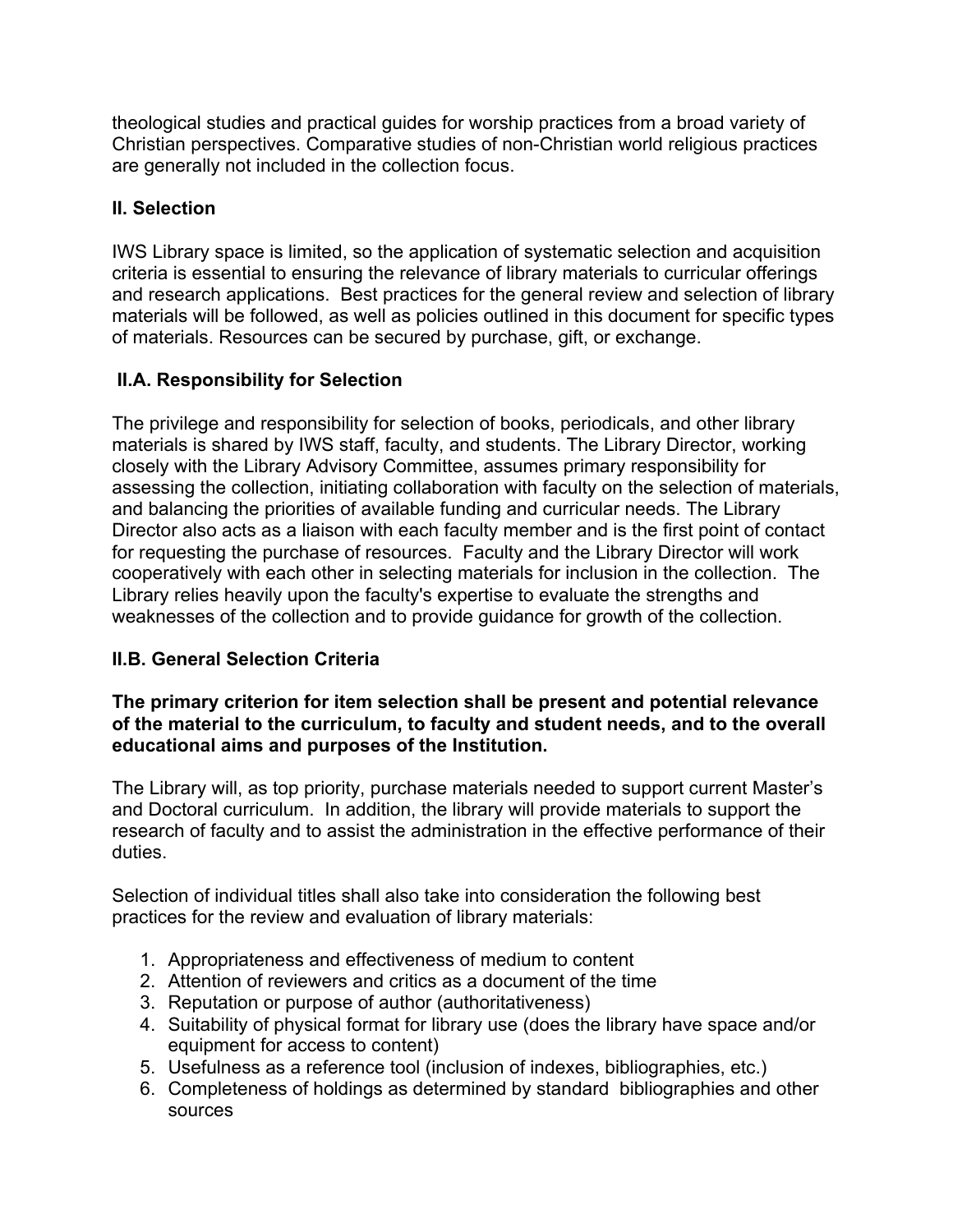theological studies and practical guides for worship practices from a broad variety of Christian perspectives. Comparative studies of non-Christian world religious practices are generally not included in the collection focus.

## II. Selection

IWS Library space is limited, so the application of systematic selection and acquisition criteria is essential to ensuring the relevance of library materials to curricular offerings and research applications. Best practices for the general review and selection of library materials will be followed, as well as policies outlined in this document for specific types of materials. Resources can be secured by purchase, gift, or exchange.

### II.A. Responsibility for Selection

The privilege and responsibility for selection of books, periodicals, and other library materials is shared by IWS staff, faculty, and students. The Library Director, working closely with the Library Advisory Committee, assumes primary responsibility for assessing the collection, initiating collaboration with faculty on the selection of materials, and balancing the priorities of available funding and curricular needs. The Library Director also acts as a liaison with each faculty member and is the first point of contact for requesting the purchase of resources. Faculty and the Library Director will work cooperatively with each other in selecting materials for inclusion in the collection. The Library relies heavily upon the faculty's expertise to evaluate the strengths and weaknesses of the collection and to provide guidance for growth of the collection.

### II.B. General Selection Criteria

**The primary criterion for item selection shall be present and potential relevance of the material to the curriculum, to faculty and student needs, and to the overall educational aims and purposes of the Institution.**

The Library will, as top priority, purchase materials needed to support current Master's and Doctoral curriculum. In addition, the library will provide materials to support the research of faculty and to assist the administration in the effective performance of their duties.

Selection of individual titles shall also take into consideration the following best practices for the review and evaluation of library materials:

1. Appropriateness and effectiveness of medium to content
2. Attention of reviewers and critics as a document of the time
3. Reputation or purpose of author (authoritativeness)
4. Suitability of physical format for library use (does the library have space and/or equipment for access to content)
5. Usefulness as a reference tool (inclusion of indexes, bibliographies, etc.)
6. Completeness of holdings as determined by standard bibliographies and other sources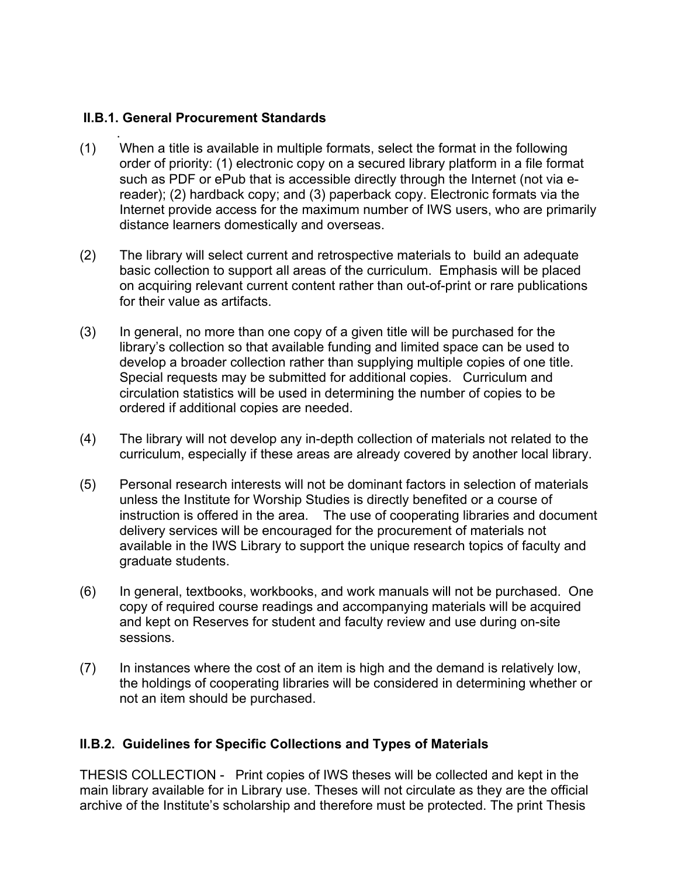### II.B.1. General Procurement Standards

(1) When a title is available in multiple formats, select the format in the following order of priority: (1) electronic copy on a secured library platform in a file format such as PDF or ePub that is accessible directly through the Internet (not via e-reader); (2) hardback copy; and (3) paperback copy. Electronic formats via the Internet provide access for the maximum number of IWS users, who are primarily distance learners domestically and overseas.

(2) The library will select current and retrospective materials to build an adequate basic collection to support all areas of the curriculum. Emphasis will be placed on acquiring relevant current content rather than out-of-print or rare publications for their value as artifacts.

(3) In general, no more than one copy of a given title will be purchased for the library's collection so that available funding and limited space can be used to develop a broader collection rather than supplying multiple copies of one title. Special requests may be submitted for additional copies. Curriculum and circulation statistics will be used in determining the number of copies to be ordered if additional copies are needed.

(4) The library will not develop any in-depth collection of materials not related to the curriculum, especially if these areas are already covered by another local library.

(5) Personal research interests will not be dominant factors in selection of materials unless the Institute for Worship Studies is directly benefited or a course of instruction is offered in the area. The use of cooperating libraries and document delivery services will be encouraged for the procurement of materials not available in the IWS Library to support the unique research topics of faculty and graduate students.

(6) In general, textbooks, workbooks, and work manuals will not be purchased. One copy of required course readings and accompanying materials will be acquired and kept on Reserves for student and faculty review and use during on-site sessions.

(7) In instances where the cost of an item is high and the demand is relatively low, the holdings of cooperating libraries will be considered in determining whether or not an item should be purchased.

### II.B.2. Guidelines for Specific Collections and Types of Materials

THESIS COLLECTION - Print copies of IWS theses will be collected and kept in the main library available for in Library use. Theses will not circulate as they are the official archive of the Institute's scholarship and therefore must be protected. The print Thesis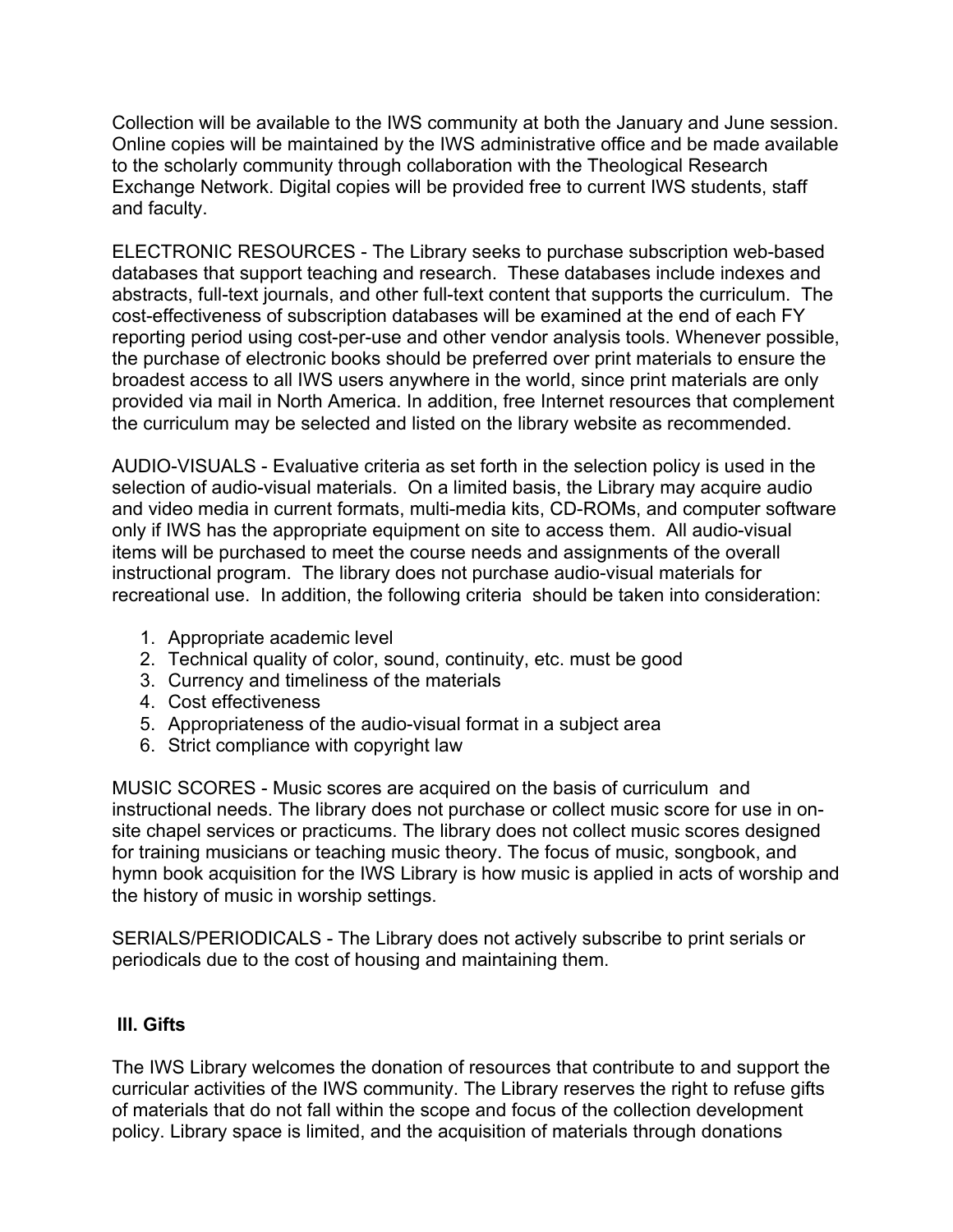Collection will be available to the IWS community at both the January and June session. Online copies will be maintained by the IWS administrative office and be made available to the scholarly community through collaboration with the Theological Research Exchange Network. Digital copies will be provided free to current IWS students, staff and faculty.

ELECTRONIC RESOURCES - The Library seeks to purchase subscription web-based databases that support teaching and research. These databases include indexes and abstracts, full-text journals, and other full-text content that supports the curriculum. The cost-effectiveness of subscription databases will be examined at the end of each FY reporting period using cost-per-use and other vendor analysis tools. Whenever possible, the purchase of electronic books should be preferred over print materials to ensure the broadest access to all IWS users anywhere in the world, since print materials are only provided via mail in North America. In addition, free Internet resources that complement the curriculum may be selected and listed on the library website as recommended.

AUDIO-VISUALS - Evaluative criteria as set forth in the selection policy is used in the selection of audio-visual materials. On a limited basis, the Library may acquire audio and video media in current formats, multi-media kits, CD-ROMs, and computer software only if IWS has the appropriate equipment on site to access them. All audio-visual items will be purchased to meet the course needs and assignments of the overall instructional program. The library does not purchase audio-visual materials for recreational use. In addition, the following criteria should be taken into consideration:

1. Appropriate academic level
2. Technical quality of color, sound, continuity, etc. must be good
3. Currency and timeliness of the materials
4. Cost effectiveness
5. Appropriateness of the audio-visual format in a subject area
6. Strict compliance with copyright law

MUSIC SCORES - Music scores are acquired on the basis of curriculum and instructional needs. The library does not purchase or collect music score for use in on-site chapel services or practicums. The library does not collect music scores designed for training musicians or teaching music theory. The focus of music, songbook, and hymn book acquisition for the IWS Library is how music is applied in acts of worship and the history of music in worship settings.

SERIALS/PERIODICALS - The Library does not actively subscribe to print serials or periodicals due to the cost of housing and maintaining them.

## III. Gifts

The IWS Library welcomes the donation of resources that contribute to and support the curricular activities of the IWS community. The Library reserves the right to refuse gifts of materials that do not fall within the scope and focus of the collection development policy. Library space is limited, and the acquisition of materials through donations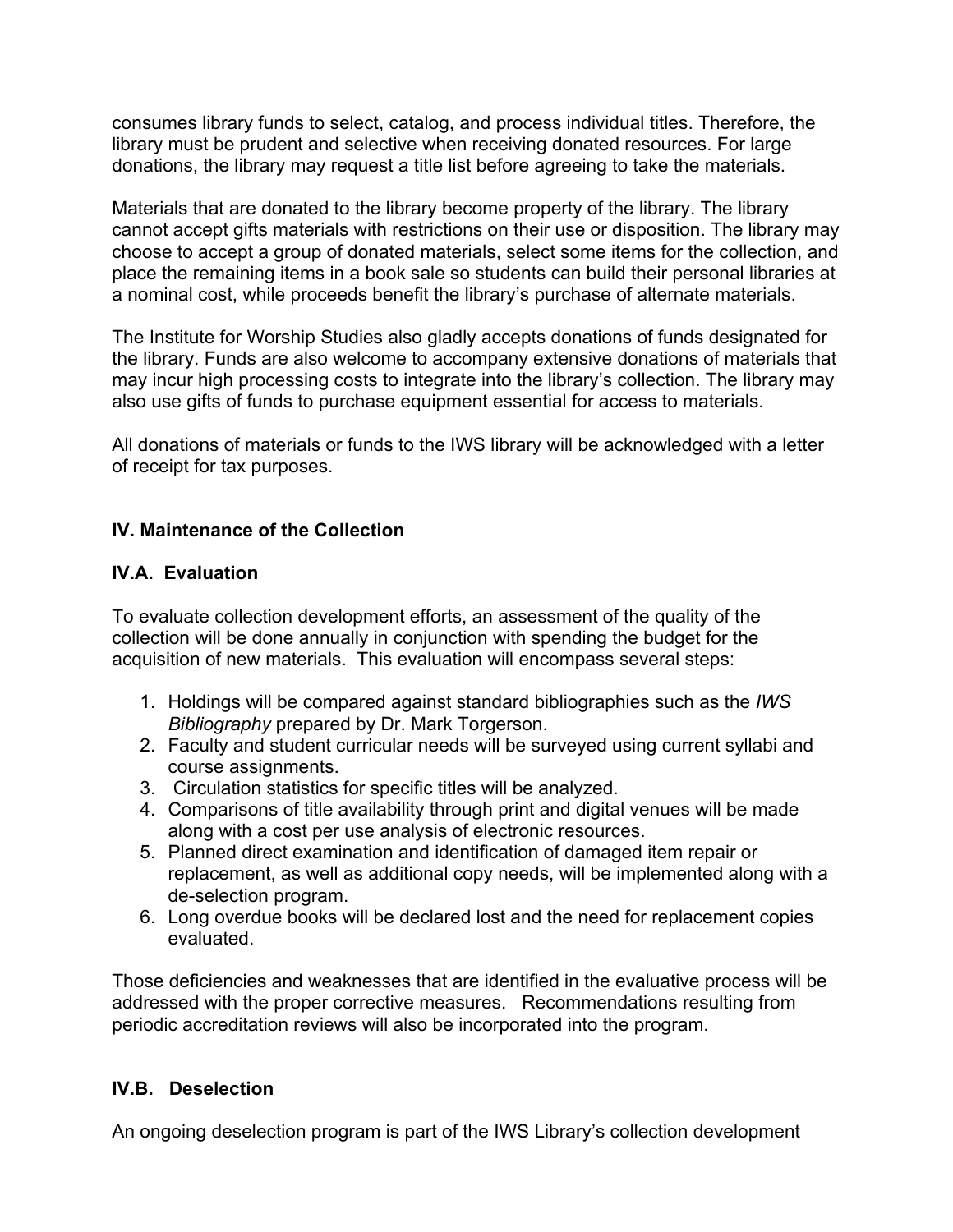consumes library funds to select, catalog, and process individual titles. Therefore, the library must be prudent and selective when receiving donated resources. For large donations, the library may request a title list before agreeing to take the materials.

Materials that are donated to the library become property of the library. The library cannot accept gifts materials with restrictions on their use or disposition. The library may choose to accept a group of donated materials, select some items for the collection, and place the remaining items in a book sale so students can build their personal libraries at a nominal cost, while proceeds benefit the library's purchase of alternate materials.

The Institute for Worship Studies also gladly accepts donations of funds designated for the library. Funds are also welcome to accompany extensive donations of materials that may incur high processing costs to integrate into the library's collection. The library may also use gifts of funds to purchase equipment essential for access to materials.

All donations of materials or funds to the IWS library will be acknowledged with a letter of receipt for tax purposes.

## IV. Maintenance of the Collection

### IV.A. Evaluation

To evaluate collection development efforts, an assessment of the quality of the collection will be done annually in conjunction with spending the budget for the acquisition of new materials. This evaluation will encompass several steps:

1. Holdings will be compared against standard bibliographies such as the *IWS Bibliography* prepared by Dr. Mark Torgerson.
2. Faculty and student curricular needs will be surveyed using current syllabi and course assignments.
3. Circulation statistics for specific titles will be analyzed.
4. Comparisons of title availability through print and digital venues will be made along with a cost per use analysis of electronic resources.
5. Planned direct examination and identification of damaged item repair or replacement, as well as additional copy needs, will be implemented along with a de-selection program.
6. Long overdue books will be declared lost and the need for replacement copies evaluated.

Those deficiencies and weaknesses that are identified in the evaluative process will be addressed with the proper corrective measures. Recommendations resulting from periodic accreditation reviews will also be incorporated into the program.

### IV.B. Deselection

An ongoing deselection program is part of the IWS Library's collection development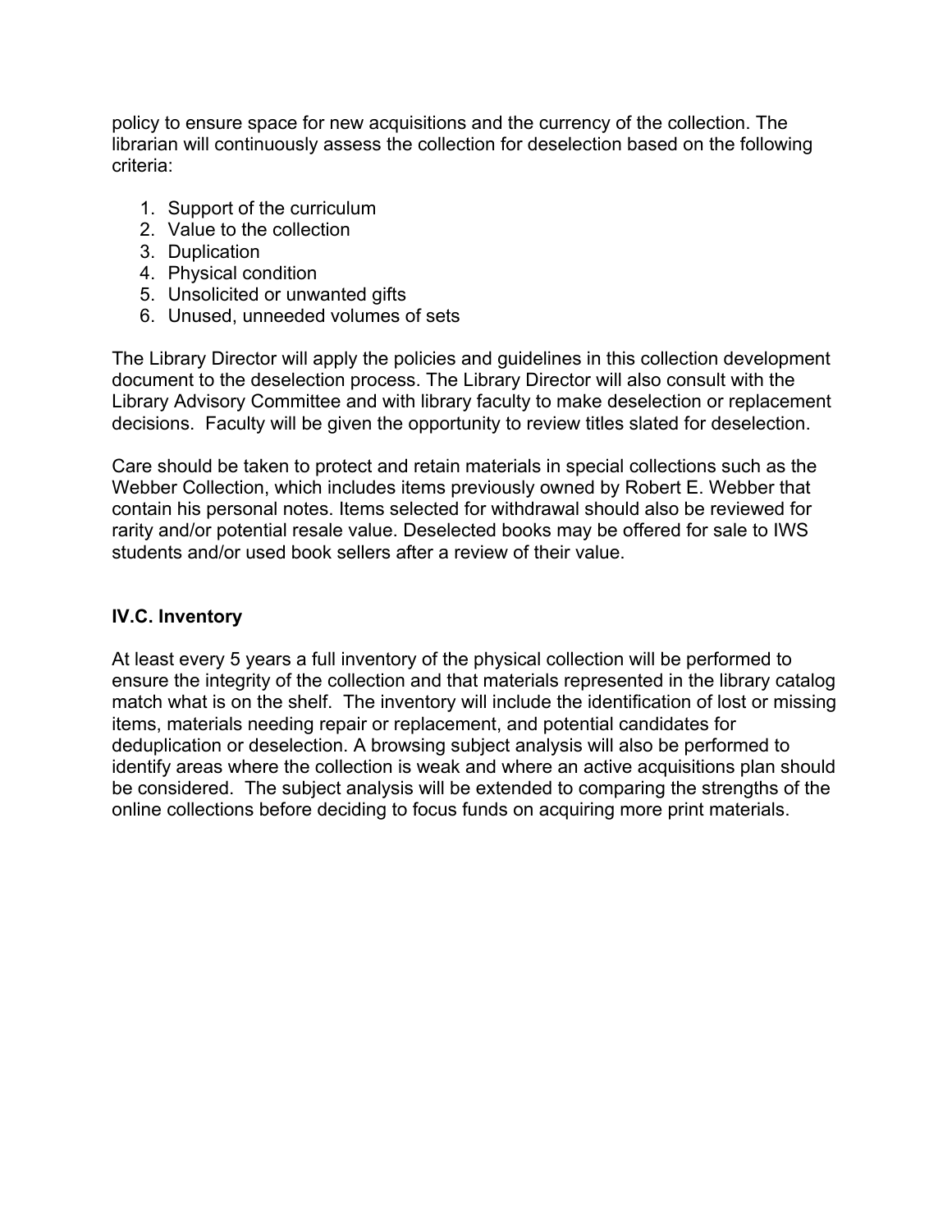policy to ensure space for new acquisitions and the currency of the collection. The librarian will continuously assess the collection for deselection based on the following criteria:

1. Support of the curriculum
2. Value to the collection
3. Duplication
4. Physical condition
5. Unsolicited or unwanted gifts
6. Unused, unneeded volumes of sets

The Library Director will apply the policies and guidelines in this collection development document to the deselection process. The Library Director will also consult with the Library Advisory Committee and with library faculty to make deselection or replacement decisions. Faculty will be given the opportunity to review titles slated for deselection.

Care should be taken to protect and retain materials in special collections such as the Webber Collection, which includes items previously owned by Robert E. Webber that contain his personal notes. Items selected for withdrawal should also be reviewed for rarity and/or potential resale value. Deselected books may be offered for sale to IWS students and/or used book sellers after a review of their value.

**IV.C. Inventory**

At least every 5 years a full inventory of the physical collection will be performed to ensure the integrity of the collection and that materials represented in the library catalog match what is on the shelf. The inventory will include the identification of lost or missing items, materials needing repair or replacement, and potential candidates for deduplication or deselection. A browsing subject analysis will also be performed to identify areas where the collection is weak and where an active acquisitions plan should be considered. The subject analysis will be extended to comparing the strengths of the online collections before deciding to focus funds on acquiring more print materials.